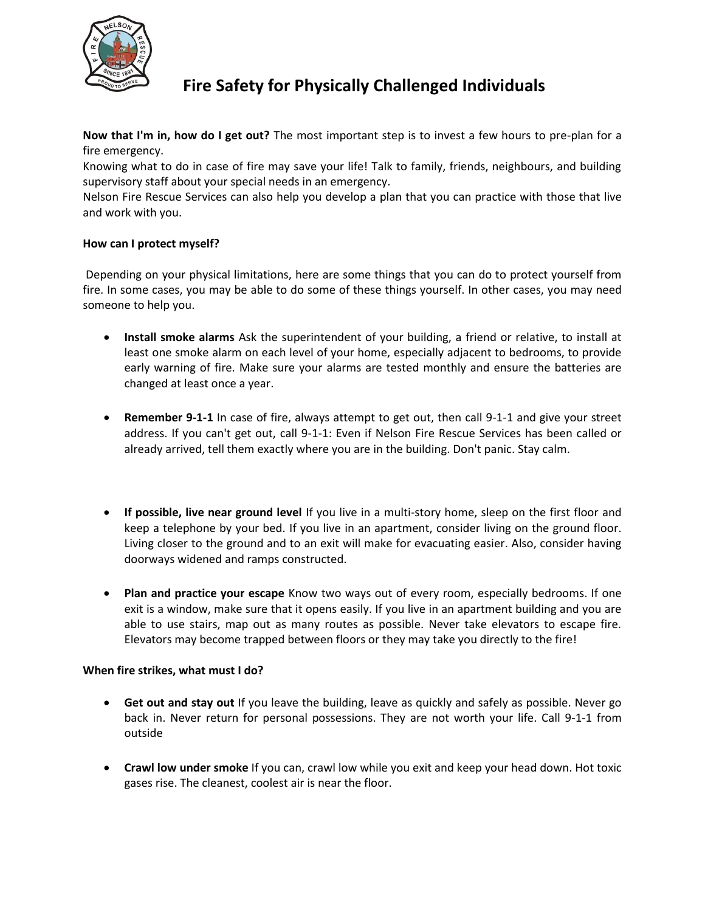# Fire Safety for Physically Challenged Individuals

**Now that I'm in, how do I get out?** The most important step is to invest a few hours to pre-plan for a fire emergency.

Knowing what to do in case of fire may save your life! Talk to family, friends, neighbours, and building supervisory staff about your special needs in an emergency.

Nelson Fire Rescue Services can also help you develop a plan that you can practice with those that live and work with you.

**How can I protect myself?**

Depending on your physical limitations, here are some things that you can do to protect yourself from fire. In some cases, you may be able to do some of these things yourself. In other cases, you may need someone to help you.

- **Install smoke alarms** Ask the superintendent of your building, a friend or relative, to install at least one smoke alarm on each level of your home, especially adjacent to bedrooms, to provide early warning of fire. Make sure your alarms are tested monthly and ensure the batteries are changed at least once a year.

- **Remember 9-1-1** In case of fire, always attempt to get out, then call 9-1-1 and give your street address. If you can't get out, call 9-1-1: Even if Nelson Fire Rescue Services has been called or already arrived, tell them exactly where you are in the building. Don't panic. Stay calm.

- **If possible, live near ground level** If you live in a multi-story home, sleep on the first floor and keep a telephone by your bed. If you live in an apartment, consider living on the ground floor. Living closer to the ground and to an exit will make for evacuating easier. Also, consider having doorways widened and ramps constructed.

- **Plan and practice your escape** Know two ways out of every room, especially bedrooms. If one exit is a window, make sure that it opens easily. If you live in an apartment building and you are able to use stairs, map out as many routes as possible. Never take elevators to escape fire. Elevators may become trapped between floors or they may take you directly to the fire!

**When fire strikes, what must I do?**

- **Get out and stay out** If you leave the building, leave as quickly and safely as possible. Never go back in. Never return for personal possessions. They are not worth your life. Call 9-1-1 from outside

- **Crawl low under smoke** If you can, crawl low while you exit and keep your head down. Hot toxic gases rise. The cleanest, coolest air is near the floor.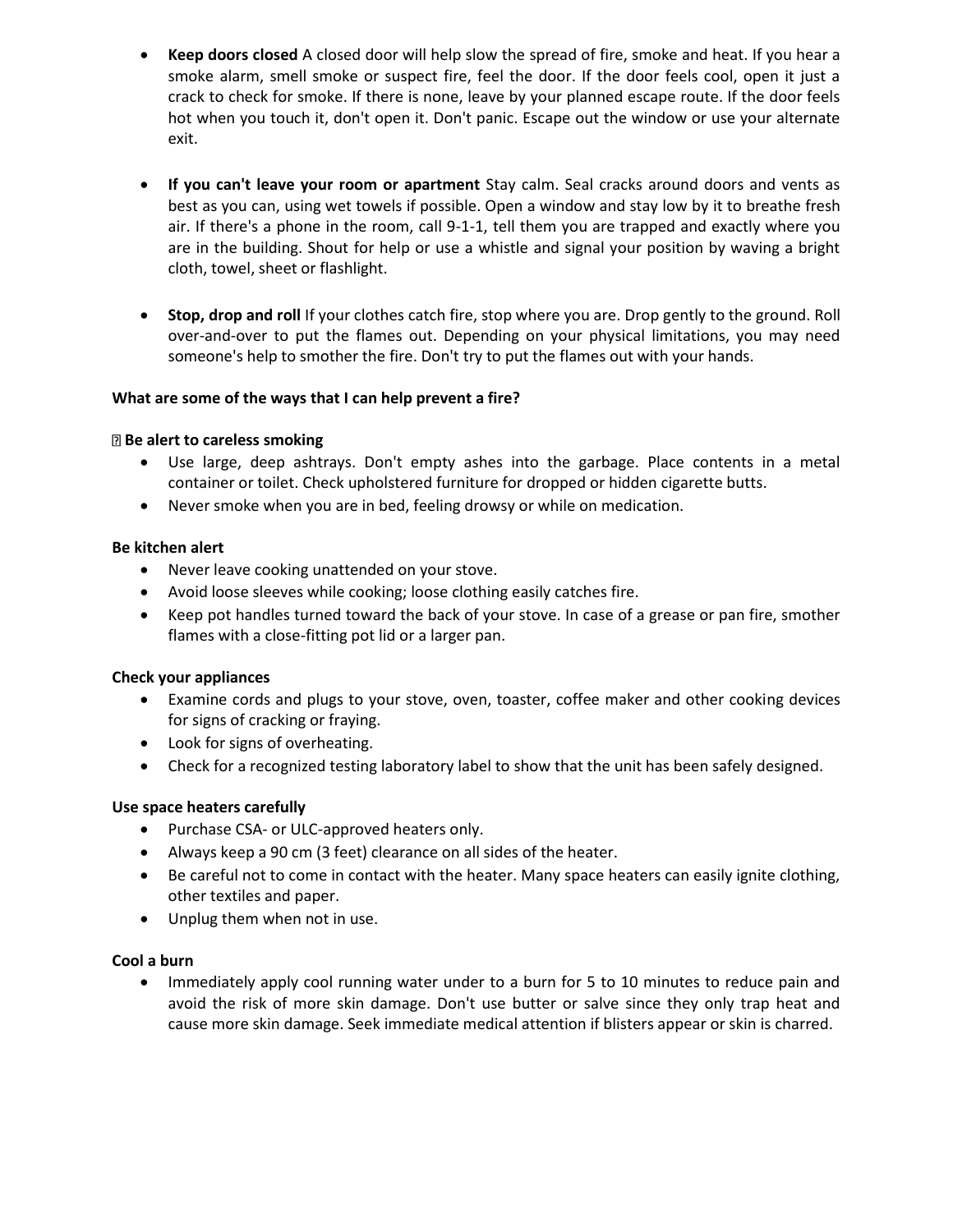- **Keep doors closed** A closed door will help slow the spread of fire, smoke and heat. If you hear a smoke alarm, smell smoke or suspect fire, feel the door. If the door feels cool, open it just a crack to check for smoke. If there is none, leave by your planned escape route. If the door feels hot when you touch it, don't open it. Don't panic. Escape out the window or use your alternate exit.

- **If you can't leave your room or apartment** Stay calm. Seal cracks around doors and vents as best as you can, using wet towels if possible. Open a window and stay low by it to breathe fresh air. If there's a phone in the room, call 9-1-1, tell them you are trapped and exactly where you are in the building. Shout for help or use a whistle and signal your position by waving a bright cloth, towel, sheet or flashlight.

- **Stop, drop and roll** If your clothes catch fire, stop where you are. Drop gently to the ground. Roll over-and-over to put the flames out. Depending on your physical limitations, you may need someone's help to smother the fire. Don't try to put the flames out with your hands.

**What are some of the ways that I can help prevent a fire?**

**Be alert to careless smoking**

- Use large, deep ashtrays. Don't empty ashes into the garbage. Place contents in a metal container or toilet. Check upholstered furniture for dropped or hidden cigarette butts.
- Never smoke when you are in bed, feeling drowsy or while on medication.

**Be kitchen alert**

- Never leave cooking unattended on your stove.
- Avoid loose sleeves while cooking; loose clothing easily catches fire.
- Keep pot handles turned toward the back of your stove. In case of a grease or pan fire, smother flames with a close-fitting pot lid or a larger pan.

**Check your appliances**

- Examine cords and plugs to your stove, oven, toaster, coffee maker and other cooking devices for signs of cracking or fraying.
- Look for signs of overheating.
- Check for a recognized testing laboratory label to show that the unit has been safely designed.

**Use space heaters carefully**

- Purchase CSA- or ULC-approved heaters only.
- Always keep a 90 cm (3 feet) clearance on all sides of the heater.
- Be careful not to come in contact with the heater. Many space heaters can easily ignite clothing, other textiles and paper.
- Unplug them when not in use.

**Cool a burn**

- Immediately apply cool running water under to a burn for 5 to 10 minutes to reduce pain and avoid the risk of more skin damage. Don't use butter or salve since they only trap heat and cause more skin damage. Seek immediate medical attention if blisters appear or skin is charred.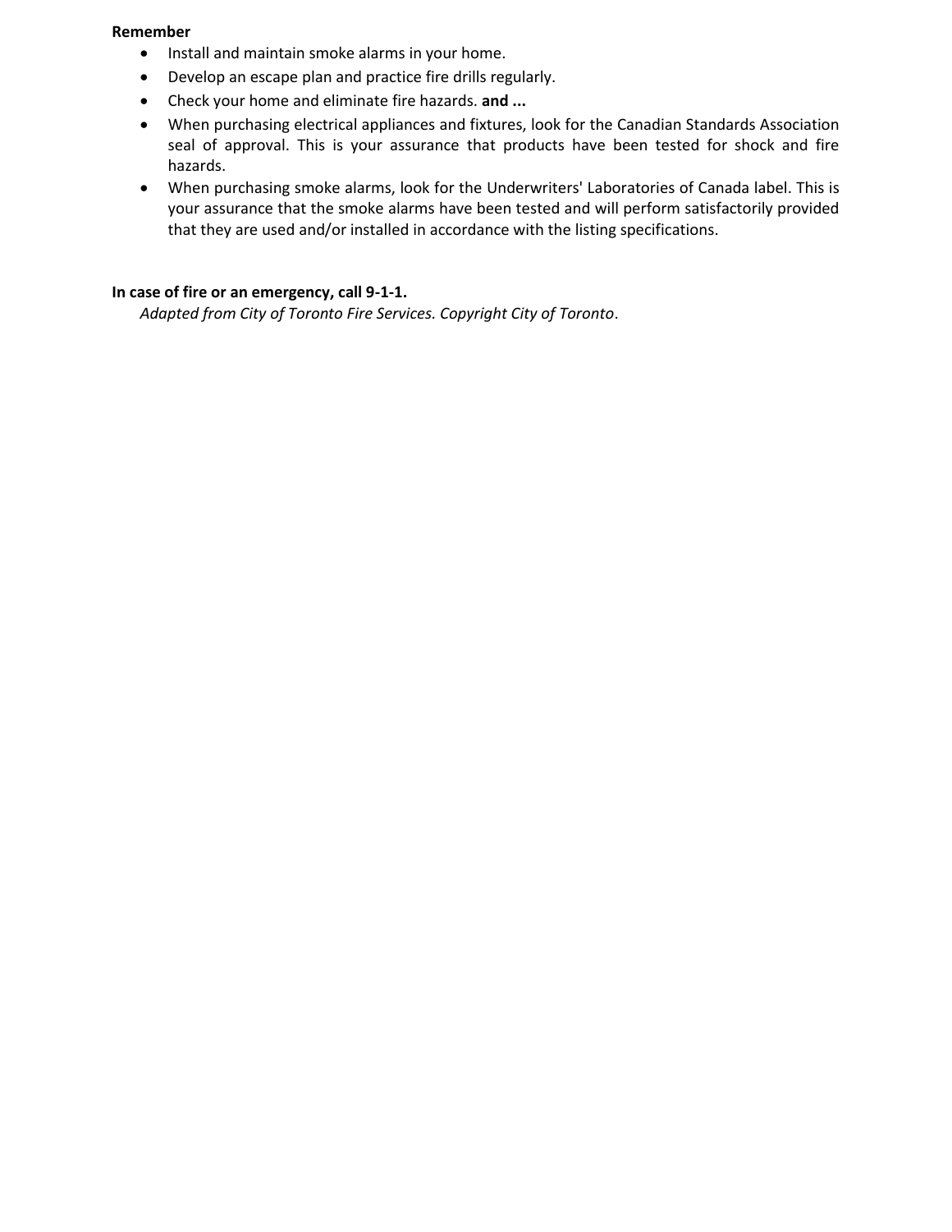**Remember**

- Install and maintain smoke alarms in your home.
- Develop an escape plan and practice fire drills regularly.
- Check your home and eliminate fire hazards. **and ...**
- When purchasing electrical appliances and fixtures, look for the Canadian Standards Association seal of approval. This is your assurance that products have been tested for shock and fire hazards.
- When purchasing smoke alarms, look for the Underwriters' Laboratories of Canada label. This is your assurance that the smoke alarms have been tested and will perform satisfactorily provided that they are used and/or installed in accordance with the listing specifications.

**In case of fire or an emergency, call 9-1-1.**

*Adapted from City of Toronto Fire Services. Copyright City of Toronto*.